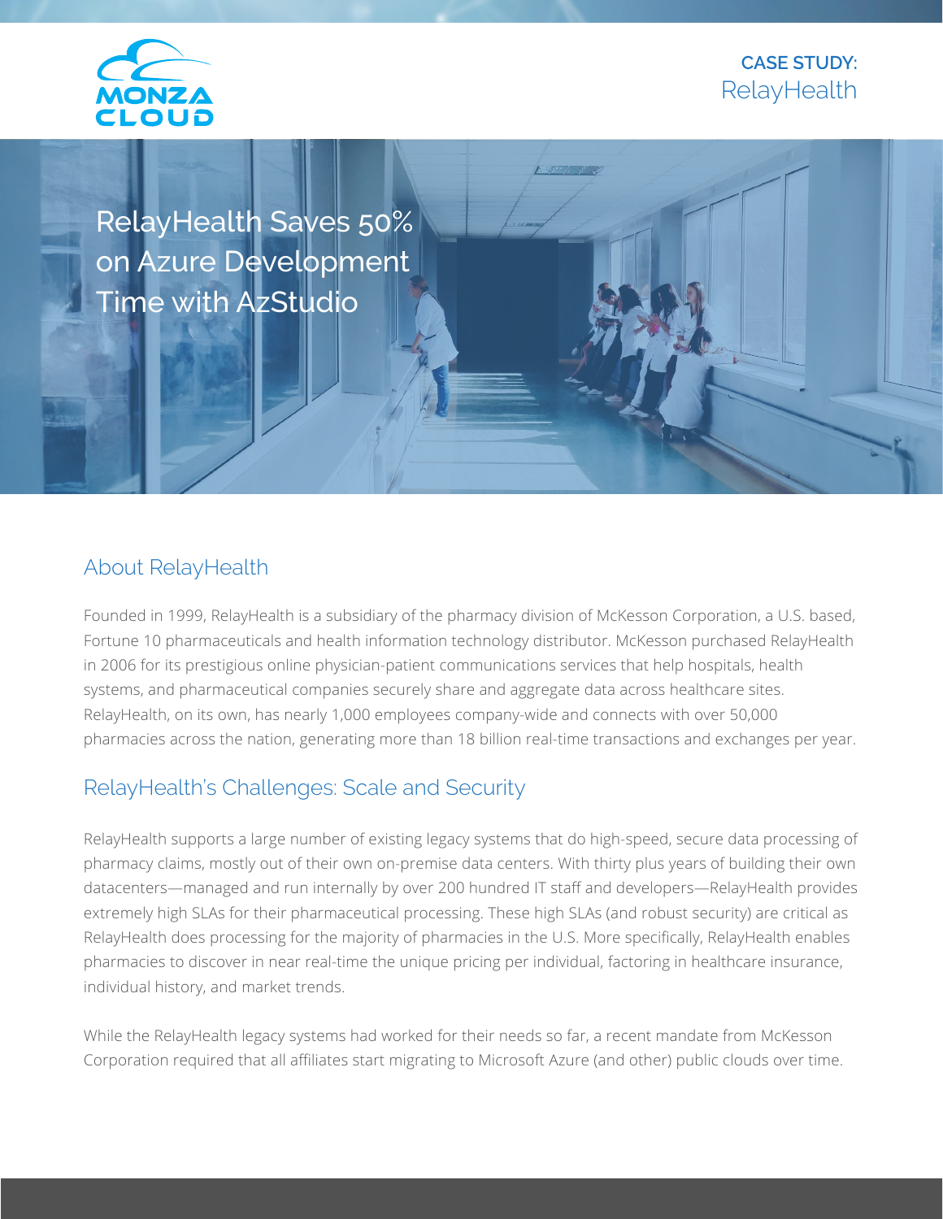MONZA CLOUD

**CASE STUDY:**
RelayHealth

# RelayHealth Saves 50% on Azure Development Time with AzStudio

## About RelayHealth

Founded in 1999, RelayHealth is a subsidiary of the pharmacy division of McKesson Corporation, a U.S. based, Fortune 10 pharmaceuticals and health information technology distributor. McKesson purchased RelayHealth in 2006 for its prestigious online physician-patient communications services that help hospitals, health systems, and pharmaceutical companies securely share and aggregate data across healthcare sites. RelayHealth, on its own, has nearly 1,000 employees company-wide and connects with over 50,000 pharmacies across the nation, generating more than 18 billion real-time transactions and exchanges per year.

## RelayHealth's Challenges: Scale and Security

RelayHealth supports a large number of existing legacy systems that do high-speed, secure data processing of pharmacy claims, mostly out of their own on-premise data centers. With thirty plus years of building their own datacenters—managed and run internally by over 200 hundred IT staff and developers—RelayHealth provides extremely high SLAs for their pharmaceutical processing. These high SLAs (and robust security) are critical as RelayHealth does processing for the majority of pharmacies in the U.S. More specifically, RelayHealth enables pharmacies to discover in near real-time the unique pricing per individual, factoring in healthcare insurance, individual history, and market trends.

While the RelayHealth legacy systems had worked for their needs so far, a recent mandate from McKesson Corporation required that all affiliates start migrating to Microsoft Azure (and other) public clouds over time.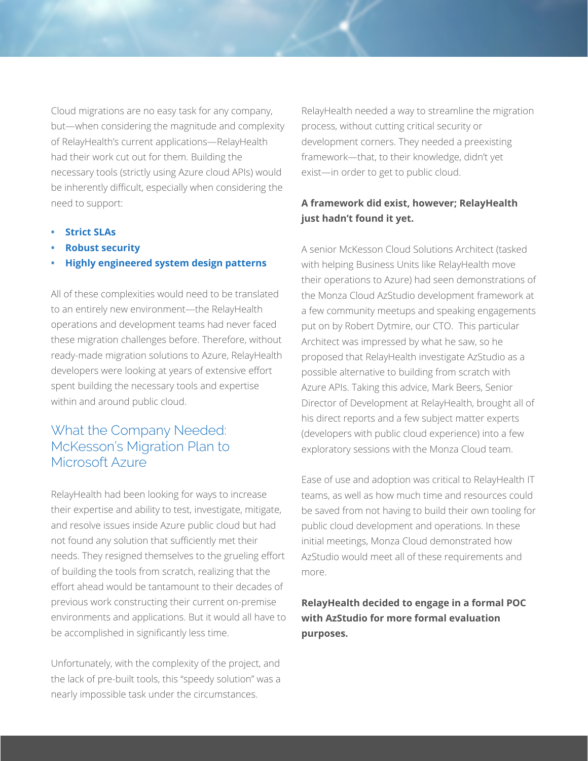Cloud migrations are no easy task for any company, but—when considering the magnitude and complexity of RelayHealth's current applications—RelayHealth had their work cut out for them. Building the necessary tools (strictly using Azure cloud APIs) would be inherently difficult, especially when considering the need to support:

- **Strict SLAs**
- **Robust security**
- **Highly engineered system design patterns**

All of these complexities would need to be translated to an entirely new environment—the RelayHealth operations and development teams had never faced these migration challenges before. Therefore, without ready-made migration solutions to Azure, RelayHealth developers were looking at years of extensive effort spent building the necessary tools and expertise within and around public cloud.

## What the Company Needed: McKesson's Migration Plan to Microsoft Azure

RelayHealth had been looking for ways to increase their expertise and ability to test, investigate, mitigate, and resolve issues inside Azure public cloud but had not found any solution that sufficiently met their needs. They resigned themselves to the grueling effort of building the tools from scratch, realizing that the effort ahead would be tantamount to their decades of previous work constructing their current on-premise environments and applications. But it would all have to be accomplished in significantly less time.

Unfortunately, with the complexity of the project, and the lack of pre-built tools, this "speedy solution" was a nearly impossible task under the circumstances.

RelayHealth needed a way to streamline the migration process, without cutting critical security or development corners. They needed a preexisting framework—that, to their knowledge, didn't yet exist—in order to get to public cloud.

**A framework did exist, however; RelayHealth just hadn't found it yet.**

A senior McKesson Cloud Solutions Architect (tasked with helping Business Units like RelayHealth move their operations to Azure) had seen demonstrations of the Monza Cloud AzStudio development framework at a few community meetups and speaking engagements put on by Robert Dytmire, our CTO. This particular Architect was impressed by what he saw, so he proposed that RelayHealth investigate AzStudio as a possible alternative to building from scratch with Azure APIs. Taking this advice, Mark Beers, Senior Director of Development at RelayHealth, brought all of his direct reports and a few subject matter experts (developers with public cloud experience) into a few exploratory sessions with the Monza Cloud team.

Ease of use and adoption was critical to RelayHealth IT teams, as well as how much time and resources could be saved from not having to build their own tooling for public cloud development and operations. In these initial meetings, Monza Cloud demonstrated how AzStudio would meet all of these requirements and more.

**RelayHealth decided to engage in a formal POC with AzStudio for more formal evaluation purposes.**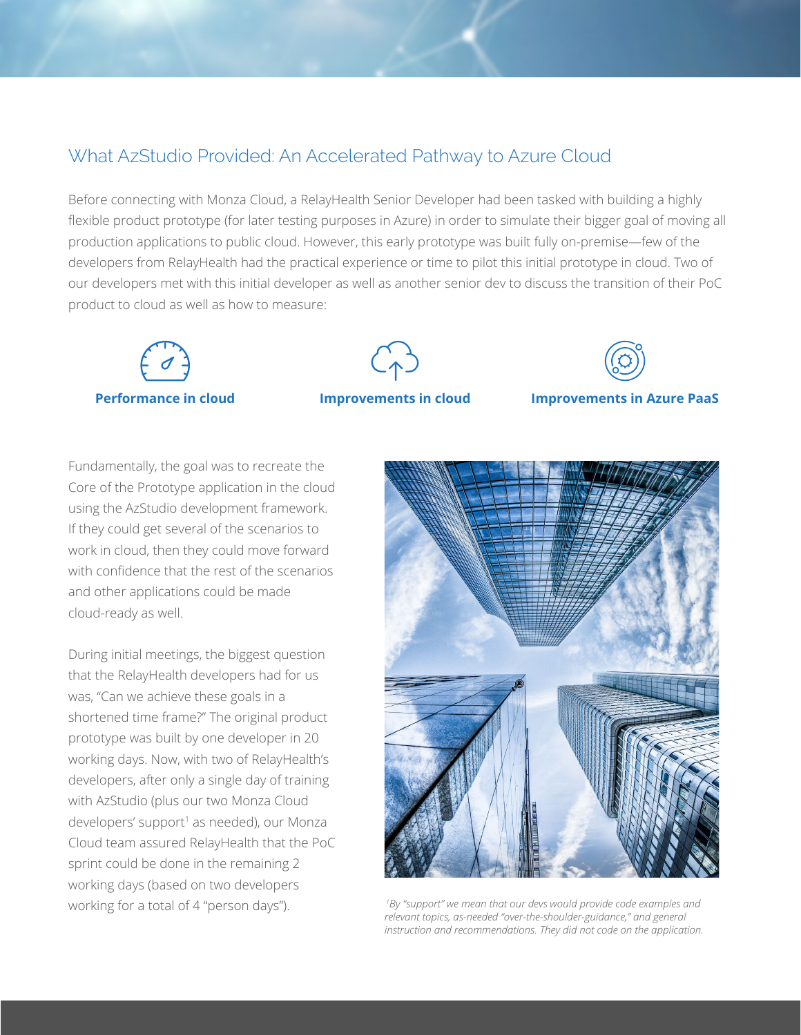## What AzStudio Provided: An Accelerated Pathway to Azure Cloud

Before connecting with Monza Cloud, a RelayHealth Senior Developer had been tasked with building a highly flexible product prototype (for later testing purposes in Azure) in order to simulate their bigger goal of moving all production applications to public cloud. However, this early prototype was built fully on-premise—few of the developers from RelayHealth had the practical experience or time to pilot this initial prototype in cloud. Two of our developers met with this initial developer as well as another senior dev to discuss the transition of their PoC product to cloud as well as how to measure:

**Performance in cloud**

**Improvements in cloud**

**Improvements in Azure PaaS**

Fundamentally, the goal was to recreate the Core of the Prototype application in the cloud using the AzStudio development framework. If they could get several of the scenarios to work in cloud, then they could move forward with confidence that the rest of the scenarios and other applications could be made cloud-ready as well.

During initial meetings, the biggest question that the RelayHealth developers had for us was, "Can we achieve these goals in a shortened time frame?" The original product prototype was built by one developer in 20 working days. Now, with two of RelayHealth's developers, after only a single day of training with AzStudio (plus our two Monza Cloud developers' support[1] as needed), our Monza Cloud team assured RelayHealth that the PoC sprint could be done in the remaining 2 working days (based on two developers working for a total of 4 "person days").

*[1]By "support" we mean that our devs would provide code examples and relevant topics, as-needed "over-the-shoulder-guidance," and general instruction and recommendations. They did not code on the application.*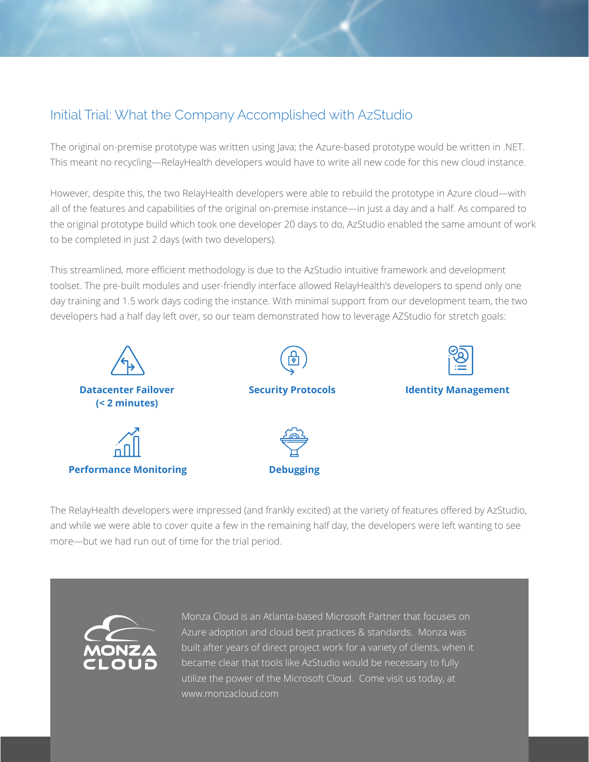## Initial Trial: What the Company Accomplished with AzStudio

The original on-premise prototype was written using Java; the Azure-based prototype would be written in .NET. This meant no recycling—RelayHealth developers would have to write all new code for this new cloud instance.

However, despite this, the two RelayHealth developers were able to rebuild the prototype in Azure cloud—with all of the features and capabilities of the original on-premise instance—in just a day and a half. As compared to the original prototype build which took one developer 20 days to do, AzStudio enabled the same amount of work to be completed in just 2 days (with two developers).

This streamlined, more efficient methodology is due to the AzStudio intuitive framework and development toolset. The pre-built modules and user-friendly interface allowed RelayHealth's developers to spend only one day training and 1.5 work days coding the instance. With minimal support from our development team, the two developers had a half day left over, so our team demonstrated how to leverage AZStudio for stretch goals:

- **Datacenter Failover (< 2 minutes)**
- **Security Protocols**
- **Identity Management**
- **Performance Monitoring**
- **Debugging**

The RelayHealth developers were impressed (and frankly excited) at the variety of features offered by AzStudio, and while we were able to cover quite a few in the remaining half day, the developers were left wanting to see more—but we had run out of time for the trial period.

MONZA CLOUD

Monza Cloud is an Atlanta-based Microsoft Partner that focuses on Azure adoption and cloud best practices & standards. Monza was built after years of direct project work for a variety of clients, when it became clear that tools like AzStudio would be necessary to fully utilize the power of the Microsoft Cloud. Come visit us today, at www.monzacloud.com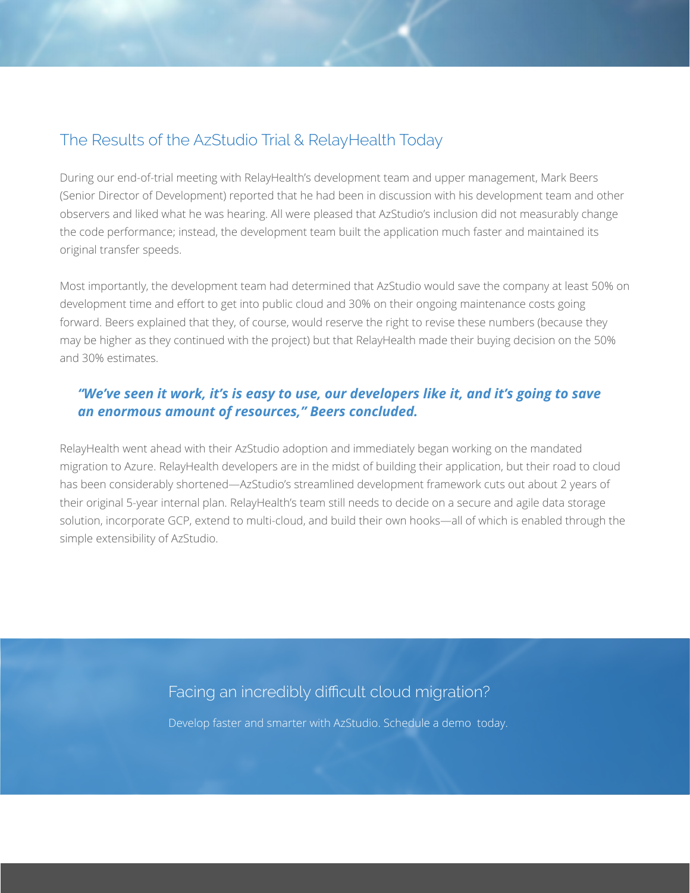## The Results of the AzStudio Trial & RelayHealth Today

During our end-of-trial meeting with RelayHealth's development team and upper management, Mark Beers (Senior Director of Development) reported that he had been in discussion with his development team and other observers and liked what he was hearing. All were pleased that AzStudio's inclusion did not measurably change the code performance; instead, the development team built the application much faster and maintained its original transfer speeds.

Most importantly, the development team had determined that AzStudio would save the company at least 50% on development time and effort to get into public cloud and 30% on their ongoing maintenance costs going forward. Beers explained that they, of course, would reserve the right to revise these numbers (because they may be higher as they continued with the project) but that RelayHealth made their buying decision on the 50% and 30% estimates.

> ***"We've seen it work, it's is easy to use, our developers like it, and it's going to save an enormous amount of resources," Beers concluded.***

RelayHealth went ahead with their AzStudio adoption and immediately began working on the mandated migration to Azure. RelayHealth developers are in the midst of building their application, but their road to cloud has been considerably shortened—AzStudio's streamlined development framework cuts out about 2 years of their original 5-year internal plan. RelayHealth's team still needs to decide on a secure and agile data storage solution, incorporate GCP, extend to multi-cloud, and build their own hooks—all of which is enabled through the simple extensibility of AzStudio.

### Facing an incredibly difficult cloud migration?

Develop faster and smarter with AzStudio. Schedule a demo today.